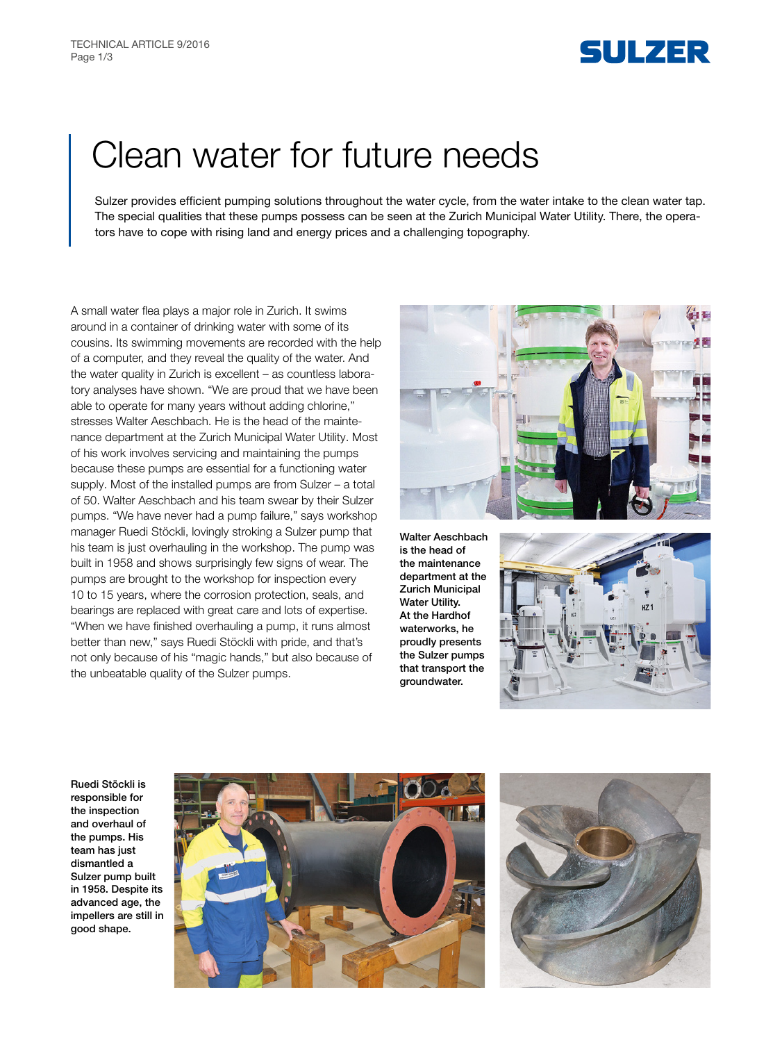# Clean water for future needs

Sulzer provides efficient pumping solutions throughout the water cycle, from the water intake to the clean water tap. The special qualities that these pumps possess can be seen at the Zurich Municipal Water Utility. There, the operators have to cope with rising land and energy prices and a challenging topography.

A small water flea plays a major role in Zurich. It swims around in a container of drinking water with some of its cousins. Its swimming movements are recorded with the help of a computer, and they reveal the quality of the water. And the water quality in Zurich is excellent – as countless laboratory analyses have shown. "We are proud that we have been able to operate for many years without adding chlorine," stresses Walter Aeschbach. He is the head of the maintenance department at the Zurich Municipal Water Utility. Most of his work involves servicing and maintaining the pumps because these pumps are essential for a functioning water supply. Most of the installed pumps are from Sulzer – a total of 50. Walter Aeschbach and his team swear by their Sulzer pumps. "We have never had a pump failure," says workshop manager Ruedi Stöckli, lovingly stroking a Sulzer pump that his team is just overhauling in the workshop. The pump was built in 1958 and shows surprisingly few signs of wear. The pumps are brought to the workshop for inspection every 10 to 15 years, where the corrosion protection, seals, and bearings are replaced with great care and lots of expertise. "When we have finished overhauling a pump, it runs almost better than new," says Ruedi Stöckli with pride, and that's not only because of his "magic hands," but also because of the unbeatable quality of the Sulzer pumps.

**Walter Aeschbach is the head of the maintenance department at the Zurich Municipal Water Utility. At the Hardhof waterworks, he proudly presents the Sulzer pumps that transport the groundwater.**

**Ruedi Stöckli is responsible for the inspection and overhaul of the pumps. His team has just dismantled a Sulzer pump built in 1958. Despite its advanced age, the impellers are still in good shape.**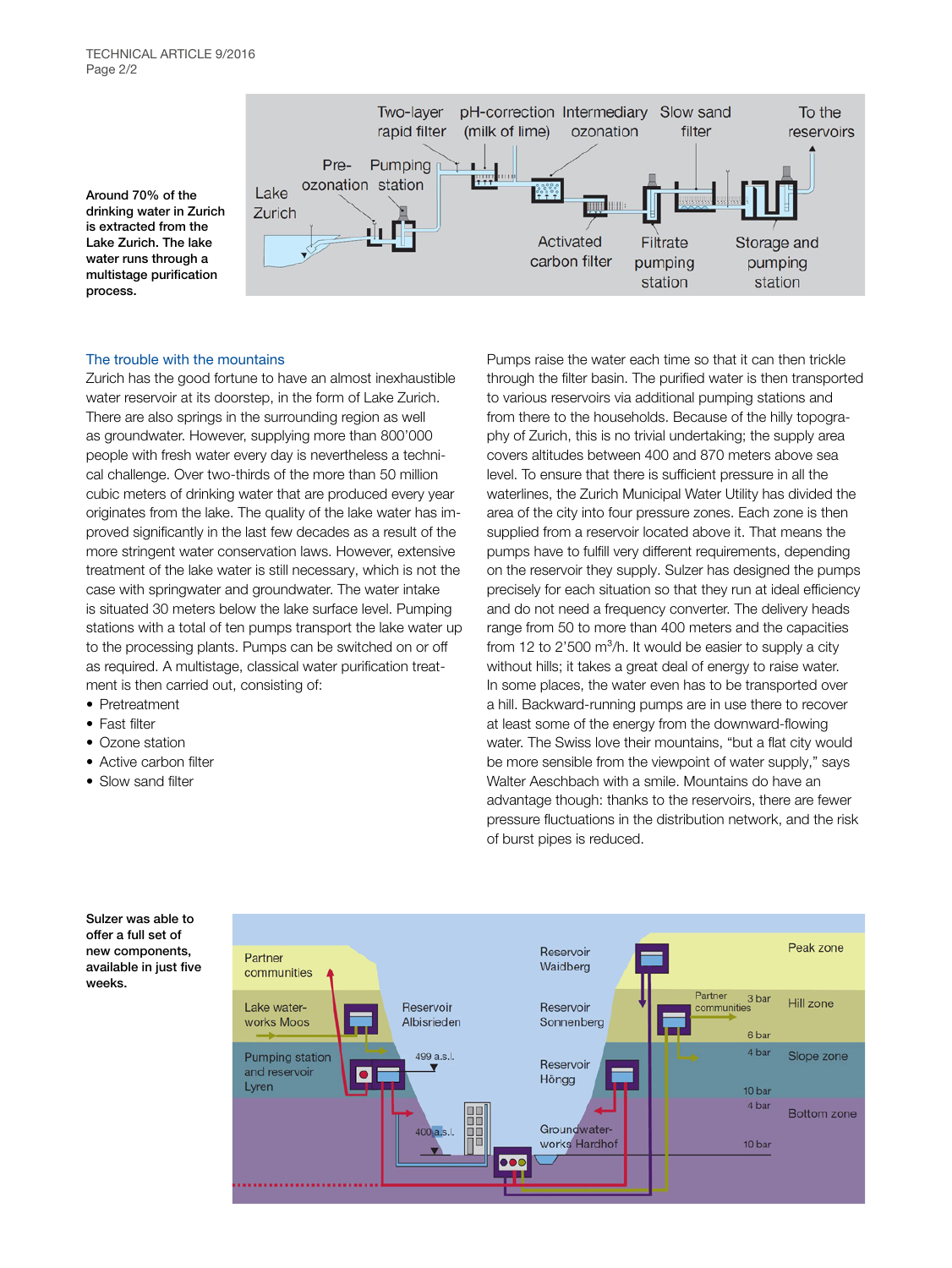Around 70% of the drinking water in Zurich is extracted from the Lake Zurich. The lake water runs through a multistage purification process.

## The trouble with the mountains

Zurich has the good fortune to have an almost inexhaustible water reservoir at its doorstep, in the form of Lake Zurich. There are also springs in the surrounding region as well as groundwater. However, supplying more than 800'000 people with fresh water every day is nevertheless a technical challenge. Over two-thirds of the more than 50 million cubic meters of drinking water that are produced every year originates from the lake. The quality of the lake water has improved significantly in the last few decades as a result of the more stringent water conservation laws. However, extensive treatment of the lake water is still necessary, which is not the case with springwater and groundwater. The water intake is situated 30 meters below the lake surface level. Pumping stations with a total of ten pumps transport the lake water up to the processing plants. Pumps can be switched on or off as required. A multistage, classical water purification treatment is then carried out, consisting of:

- Pretreatment
- Fast filter
- Ozone station
- Active carbon filter
- Slow sand filter

Pumps raise the water each time so that it can then trickle through the filter basin. The purified water is then transported to various reservoirs via additional pumping stations and from there to the households. Because of the hilly topography of Zurich, this is no trivial undertaking; the supply area covers altitudes between 400 and 870 meters above sea level. To ensure that there is sufficient pressure in all the waterlines, the Zurich Municipal Water Utility has divided the area of the city into four pressure zones. Each zone is then supplied from a reservoir located above it. That means the pumps have to fulfill very different requirements, depending on the reservoir they supply. Sulzer has designed the pumps precisely for each situation so that they run at ideal efficiency and do not need a frequency converter. The delivery heads range from 50 to more than 400 meters and the capacities from 12 to 2'500 $m^3$/h. It would be easier to supply a city without hills; it takes a great deal of energy to raise water. In some places, the water even has to be transported over a hill. Backward-running pumps are in use there to recover at least some of the energy from the downward-flowing water. The Swiss love their mountains, "but a flat city would be more sensible from the viewpoint of water supply," says Walter Aeschbach with a smile. Mountains do have an advantage though: thanks to the reservoirs, there are fewer pressure fluctuations in the distribution network, and the risk of burst pipes is reduced.

Sulzer was able to offer a full set of new components, available in just five weeks.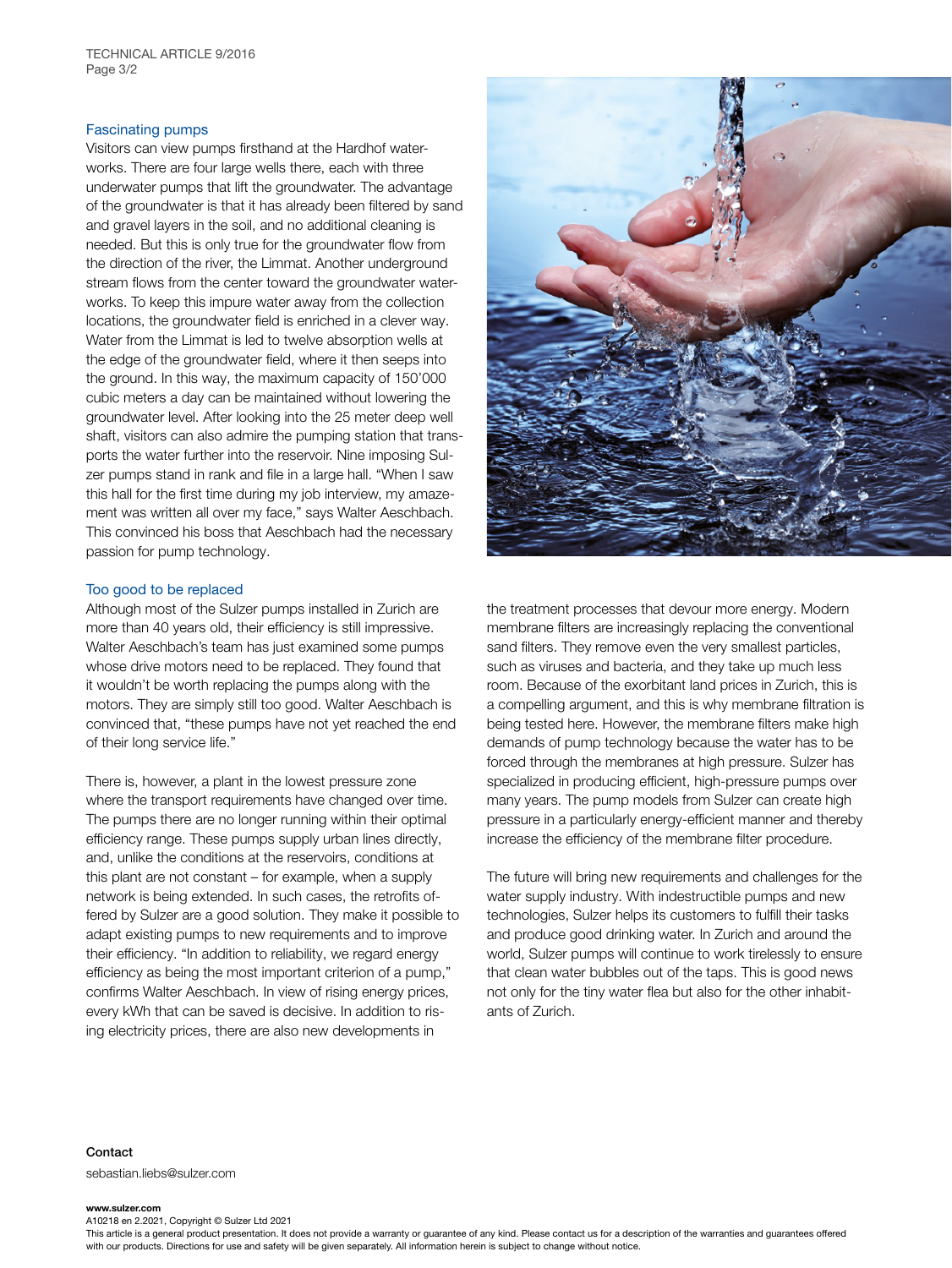## Fascinating pumps

Visitors can view pumps firsthand at the Hardhof waterworks. There are four large wells there, each with three underwater pumps that lift the groundwater. The advantage of the groundwater is that it has already been filtered by sand and gravel layers in the soil, and no additional cleaning is needed. But this is only true for the groundwater flow from the direction of the river, the Limmat. Another underground stream flows from the center toward the groundwater waterworks. To keep this impure water away from the collection locations, the groundwater field is enriched in a clever way. Water from the Limmat is led to twelve absorption wells at the edge of the groundwater field, where it then seeps into the ground. In this way, the maximum capacity of 150'000 cubic meters a day can be maintained without lowering the groundwater level. After looking into the 25 meter deep well shaft, visitors can also admire the pumping station that transports the water further into the reservoir. Nine imposing Sulzer pumps stand in rank and file in a large hall. "When I saw this hall for the first time during my job interview, my amazement was written all over my face," says Walter Aeschbach. This convinced his boss that Aeschbach had the necessary passion for pump technology.

## Too good to be replaced

Although most of the Sulzer pumps installed in Zurich are more than 40 years old, their efficiency is still impressive. Walter Aeschbach's team has just examined some pumps whose drive motors need to be replaced. They found that it wouldn't be worth replacing the pumps along with the motors. They are simply still too good. Walter Aeschbach is convinced that, "these pumps have not yet reached the end of their long service life."

There is, however, a plant in the lowest pressure zone where the transport requirements have changed over time. The pumps there are no longer running within their optimal efficiency range. These pumps supply urban lines directly, and, unlike the conditions at the reservoirs, conditions at this plant are not constant – for example, when a supply network is being extended. In such cases, the retrofits offered by Sulzer are a good solution. They make it possible to adapt existing pumps to new requirements and to improve their efficiency. "In addition to reliability, we regard energy efficiency as being the most important criterion of a pump," confirms Walter Aeschbach. In view of rising energy prices, every kWh that can be saved is decisive. In addition to rising electricity prices, there are also new developments in the treatment processes that devour more energy. Modern membrane filters are increasingly replacing the conventional sand filters. They remove even the very smallest particles, such as viruses and bacteria, and they take up much less room. Because of the exorbitant land prices in Zurich, this is a compelling argument, and this is why membrane filtration is being tested here. However, the membrane filters make high demands of pump technology because the water has to be forced through the membranes at high pressure. Sulzer has specialized in producing efficient, high-pressure pumps over many years. The pump models from Sulzer can create high pressure in a particularly energy-efficient manner and thereby increase the efficiency of the membrane filter procedure.

The future will bring new requirements and challenges for the water supply industry. With indestructible pumps and new technologies, Sulzer helps its customers to fulfill their tasks and produce good drinking water. In Zurich and around the world, Sulzer pumps will continue to work tirelessly to ensure that clean water bubbles out of the taps. This is good news not only for the tiny water flea but also for the other inhabitants of Zurich.

**Contact**

sebastian.liebs@sulzer.com

**www.sulzer.com**

A10218 en 2.2021, Copyright © Sulzer Ltd 2021

This article is a general product presentation. It does not provide a warranty or guarantee of any kind. Please contact us for a description of the warranties and guarantees offered with our products. Directions for use and safety will be given separately. All information herein is subject to change without notice.